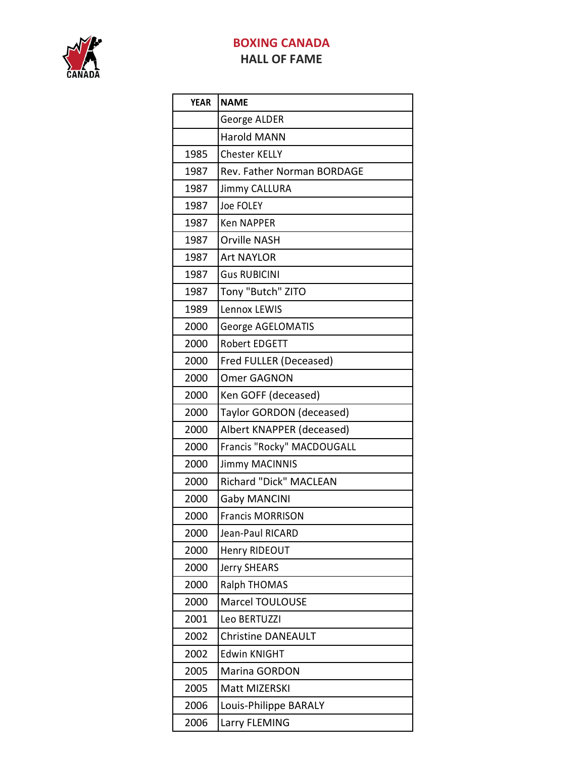# BOXING CANADA
## HALL OF FAME

| YEAR | NAME |
|---|---|
| | George ALDER |
| | Harold MANN |
| 1985 | Chester KELLY |
| 1987 | Rev. Father Norman BORDAGE |
| 1987 | Jimmy CALLURA |
| 1987 | Joe FOLEY |
| 1987 | Ken NAPPER |
| 1987 | Orville NASH |
| 1987 | Art NAYLOR |
| 1987 | Gus RUBICINI |
| 1987 | Tony "Butch" ZITO |
| 1989 | Lennox LEWIS |
| 2000 | George AGELOMATIS |
| 2000 | Robert EDGETT |
| 2000 | Fred FULLER (Deceased) |
| 2000 | Omer GAGNON |
| 2000 | Ken GOFF (deceased) |
| 2000 | Taylor GORDON (deceased) |
| 2000 | Albert KNAPPER (deceased) |
| 2000 | Francis "Rocky" MACDOUGALL |
| 2000 | Jimmy MACINNIS |
| 2000 | Richard "Dick" MACLEAN |
| 2000 | Gaby MANCINI |
| 2000 | Francis MORRISON |
| 2000 | Jean-Paul RICARD |
| 2000 | Henry RIDEOUT |
| 2000 | Jerry SHEARS |
| 2000 | Ralph THOMAS |
| 2000 | Marcel TOULOUSE |
| 2001 | Leo BERTUZZI |
| 2002 | Christine DANEAULT |
| 2002 | Edwin KNIGHT |
| 2005 | Marina GORDON |
| 2005 | Matt MIZERSKI |
| 2006 | Louis-Philippe BARALY |
| 2006 | Larry FLEMING |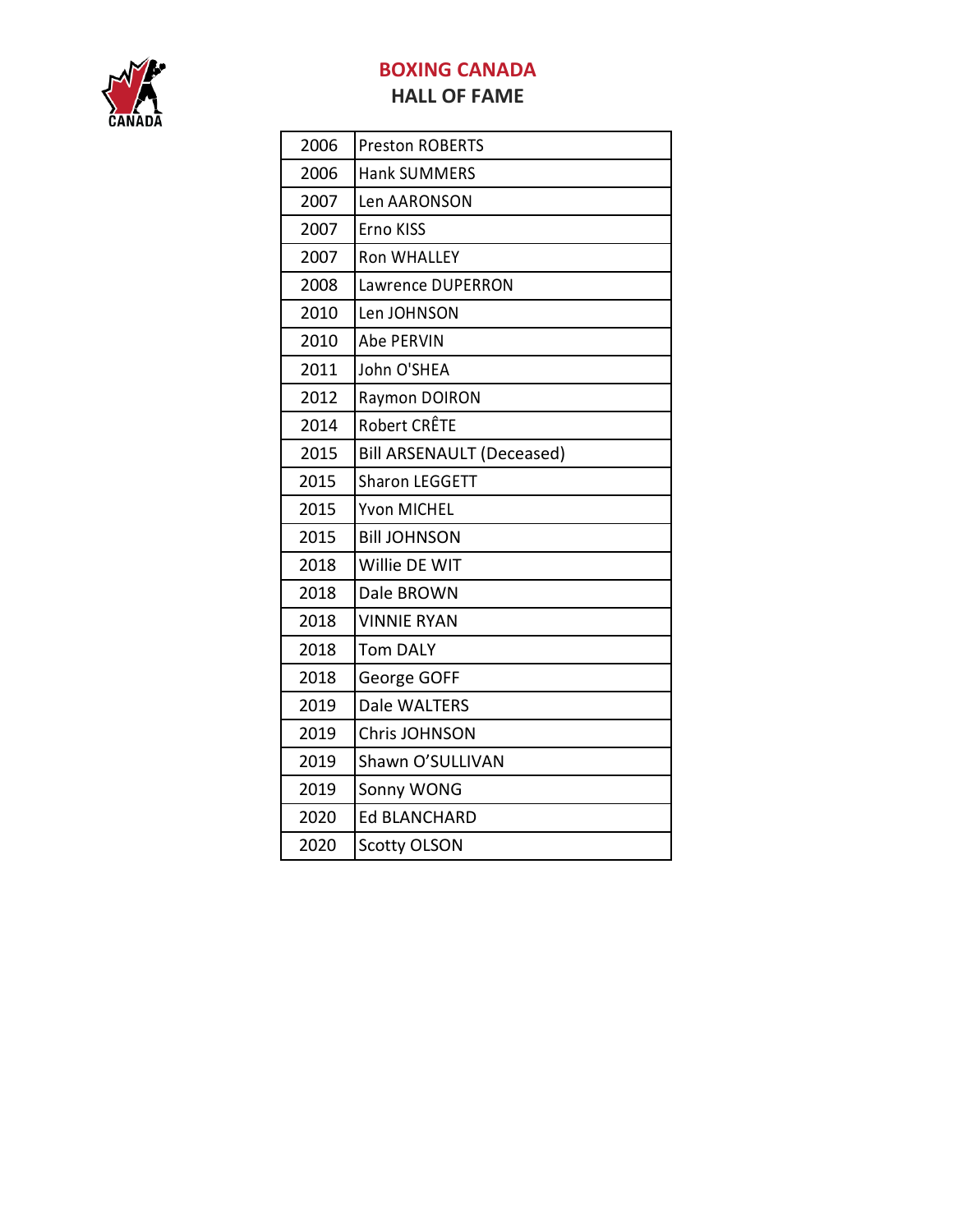# BOXING CANADA
## HALL OF FAME

| | |
|---|---|
| 2006 | Preston ROBERTS |
| 2006 | Hank SUMMERS |
| 2007 | Len AARONSON |
| 2007 | Erno KISS |
| 2007 | Ron WHALLEY |
| 2008 | Lawrence DUPERRON |
| 2010 | Len JOHNSON |
| 2010 | Abe PERVIN |
| 2011 | John O'SHEA |
| 2012 | Raymon DOIRON |
| 2014 | Robert CRÊTE |
| 2015 | Bill ARSENAULT (Deceased) |
| 2015 | Sharon LEGGETT |
| 2015 | Yvon MICHEL |
| 2015 | Bill JOHNSON |
| 2018 | Willie DE WIT |
| 2018 | Dale BROWN |
| 2018 | VINNIE RYAN |
| 2018 | Tom DALY |
| 2018 | George GOFF |
| 2019 | Dale WALTERS |
| 2019 | Chris JOHNSON |
| 2019 | Shawn O'SULLIVAN |
| 2019 | Sonny WONG |
| 2020 | Ed BLANCHARD |
| 2020 | Scotty OLSON |